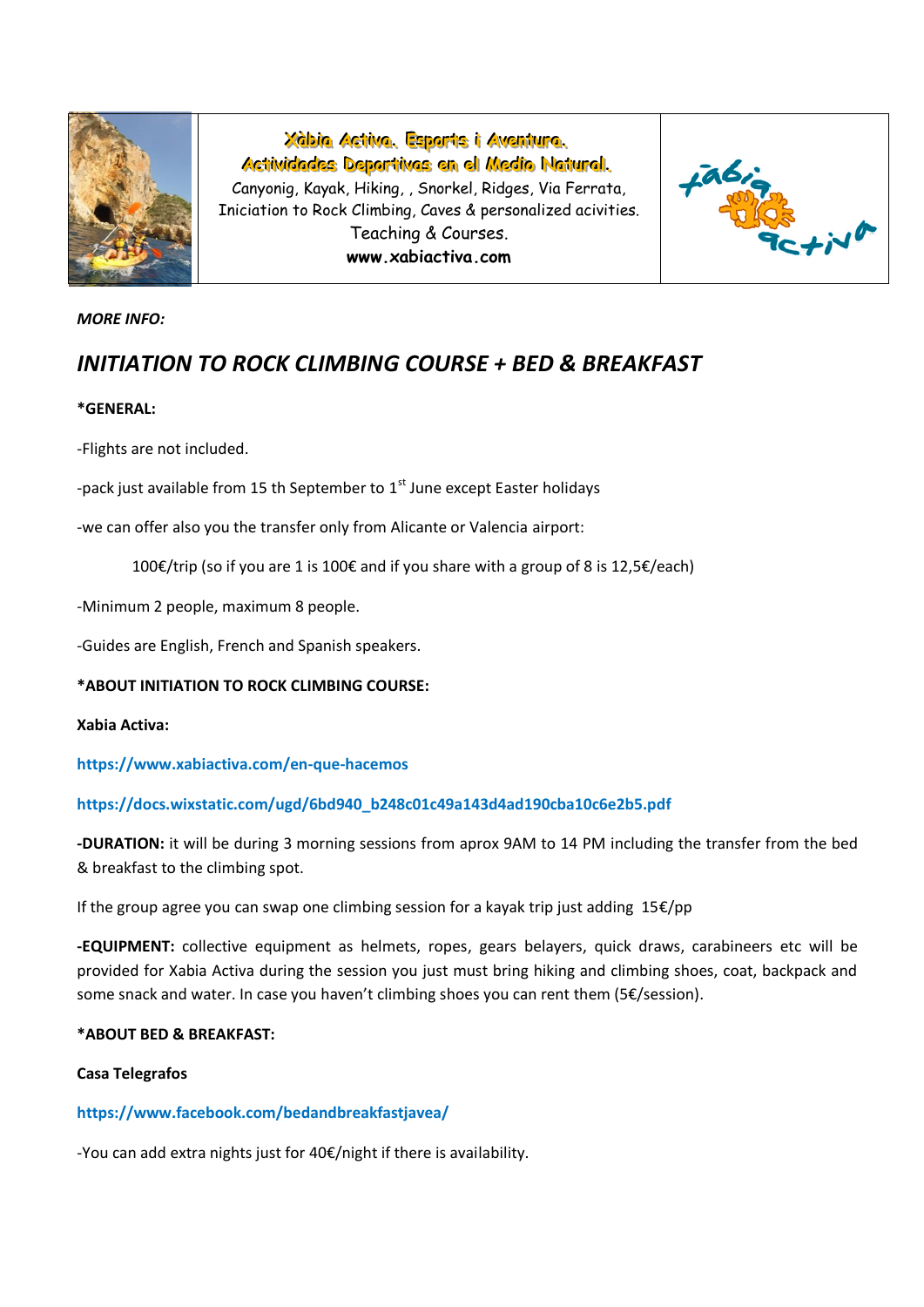| | Xàbia Activa. Esports i Aventura.<br>Actividades Deportivas en el Medio Natural.<br>Canyonig, Kayak, Hiking, , Snorkel, Ridges, Via Ferrata, Iniciation to Rock Climbing, Caves & personalized acivities.<br>Teaching & Courses.<br>**www.xabiactiva.com** | |
|---|---|---|

*MORE INFO:*

## *INITIATION TO ROCK CLIMBING COURSE + BED & BREAKFAST*

**\*GENERAL:**

-Flights are not included.

-pack just available from 15 th September to 1st June except Easter holidays

-we can offer also you the transfer only from Alicante or Valencia airport:

100€/trip (so if you are 1 is 100€ and if you share with a group of 8 is 12,5€/each)

-Minimum 2 people, maximum 8 people.

-Guides are English, French and Spanish speakers.

**\*ABOUT INITIATION TO ROCK CLIMBING COURSE:**

**Xabia Activa:**

**https://www.xabiactiva.com/en-que-hacemos**

**https://docs.wixstatic.com/ugd/6bd940_b248c01c49a143d4ad190cba10c6e2b5.pdf**

**-DURATION:** it will be during 3 morning sessions from aprox 9AM to 14 PM including the transfer from the bed & breakfast to the climbing spot.

If the group agree you can swap one climbing session for a kayak trip just adding 15€/pp

**-EQUIPMENT:** collective equipment as helmets, ropes, gears belayers, quick draws, carabineers etc will be provided for Xabia Activa during the session you just must bring hiking and climbing shoes, coat, backpack and some snack and water. In case you haven't climbing shoes you can rent them (5€/session).

**\*ABOUT BED & BREAKFAST:**

**Casa Telegrafos**

**https://www.facebook.com/bedandbreakfastjavea/**

-You can add extra nights just for 40€/night if there is availability.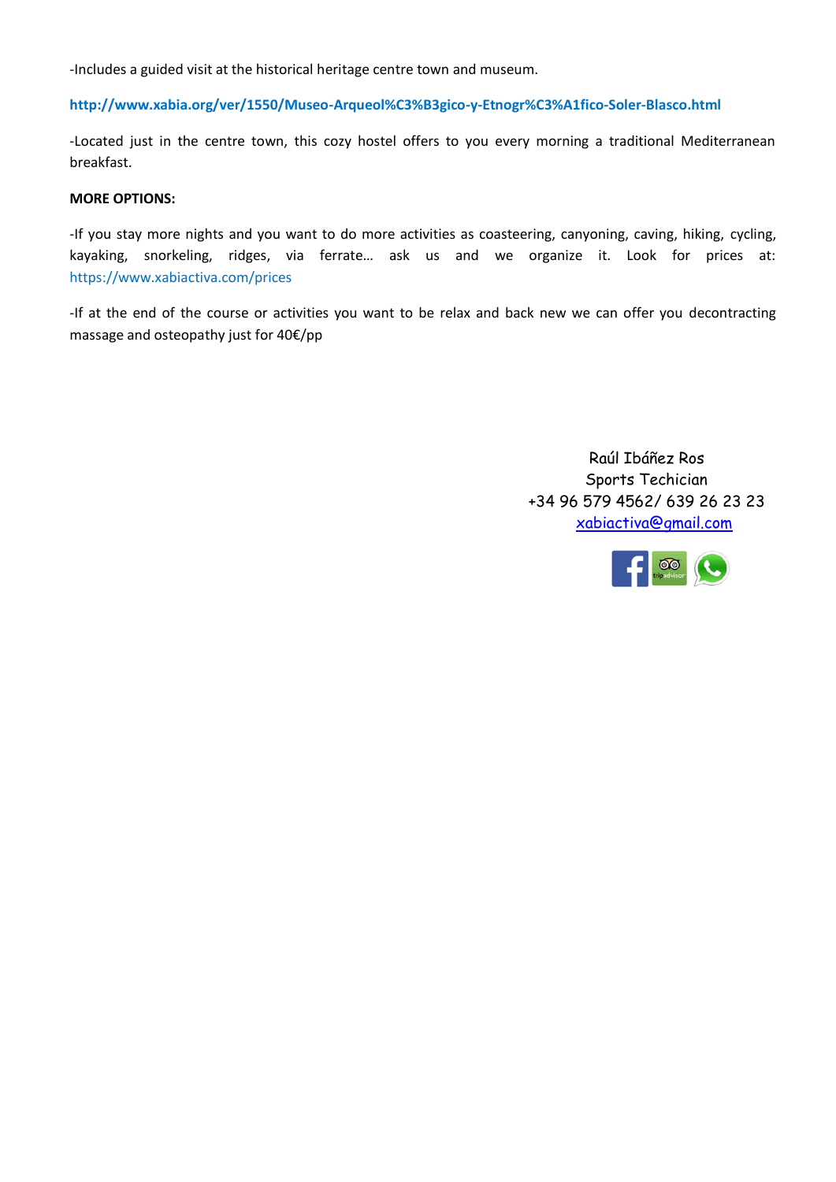-Includes a guided visit at the historical heritage centre town and museum.

**http://www.xabia.org/ver/1550/Museo-Arqueol%C3%B3gico-y-Etnogr%C3%A1fico-Soler-Blasco.html**

-Located just in the centre town, this cozy hostel offers to you every morning a traditional Mediterranean breakfast.

**MORE OPTIONS:**

-If you stay more nights and you want to do more activities as coasteering, canyoning, caving, hiking, cycling, kayaking, snorkeling, ridges, via ferrate… ask us and we organize it. Look for prices at: https://www.xabiactiva.com/prices

-If at the end of the course or activities you want to be relax and back new we can offer you decontracting massage and osteopathy just for 40€/pp

Raúl Ibáñez Ros
Sports Techician
+34 96 579 4562/ 639 26 23 23
xabiactiva@gmail.com